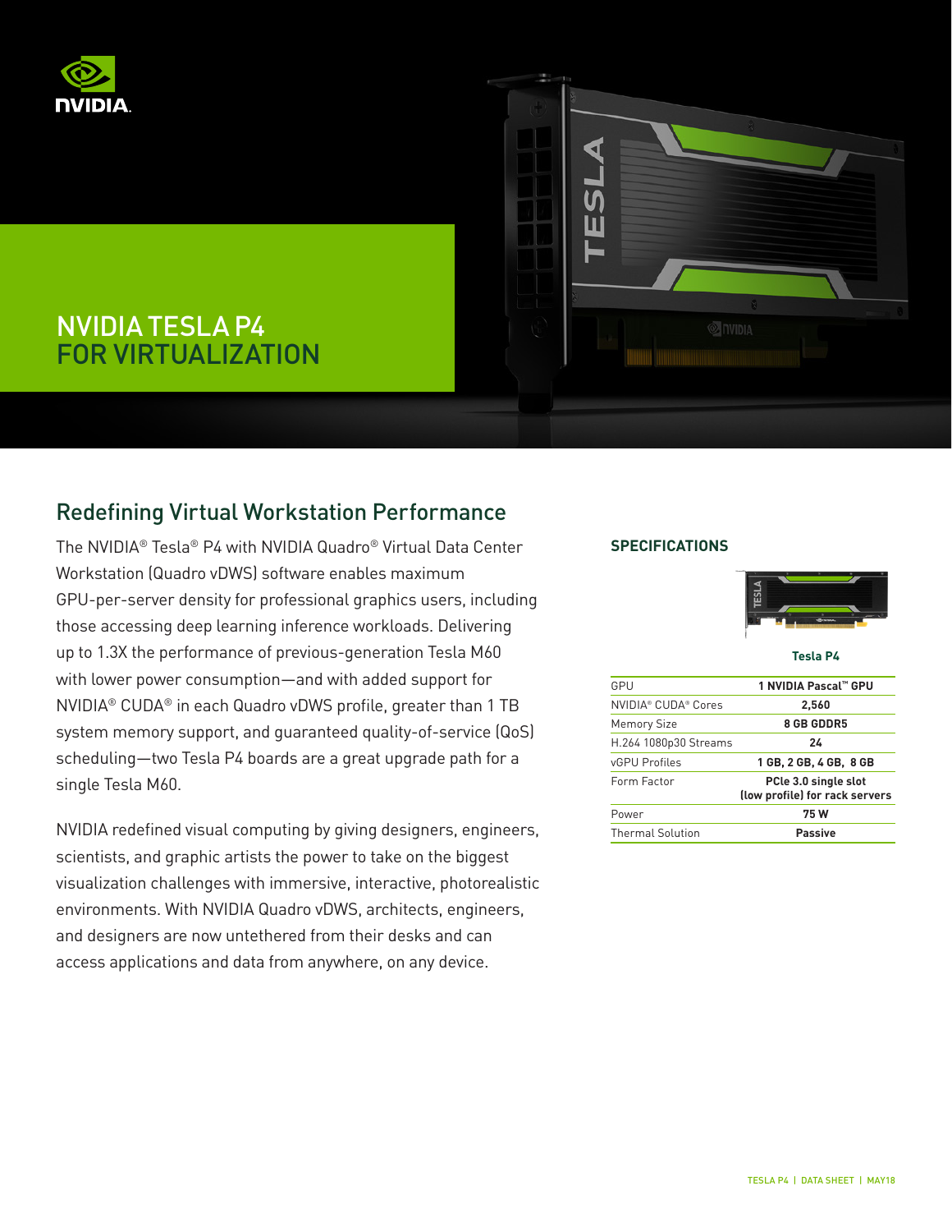# NVIDIA TESLA P4 FOR VIRTUALIZATION

## Redefining Virtual Workstation Performance

The NVIDIA® Tesla® P4 with NVIDIA Quadro® Virtual Data Center Workstation (Quadro vDWS) software enables maximum GPU-per-server density for professional graphics users, including those accessing deep learning inference workloads. Delivering up to 1.3X the performance of previous-generation Tesla M60 with lower power consumption—and with added support for NVIDIA® CUDA® in each Quadro vDWS profile, greater than 1 TB system memory support, and guaranteed quality-of-service (QoS) scheduling—two Tesla P4 boards are a great upgrade path for a single Tesla M60.

NVIDIA redefined visual computing by giving designers, engineers, scientists, and graphic artists the power to take on the biggest visualization challenges with immersive, interactive, photorealistic environments. With NVIDIA Quadro vDWS, architects, engineers, and designers are now untethered from their desks and can access applications and data from anywhere, on any device.

### SPECIFICATIONS

| | Tesla P4 |
|---|---|
| GPU | **1 NVIDIA Pascal™ GPU** |
| NVIDIA® CUDA® Cores | **2,560** |
| Memory Size | **8 GB GDDR5** |
| H.264 1080p30 Streams | **24** |
| vGPU Profiles | **1 GB, 2 GB, 4 GB, 8 GB** |
| Form Factor | **PCIe 3.0 single slot (low profile) for rack servers** |
| Power | **75 W** |
| Thermal Solution | **Passive** |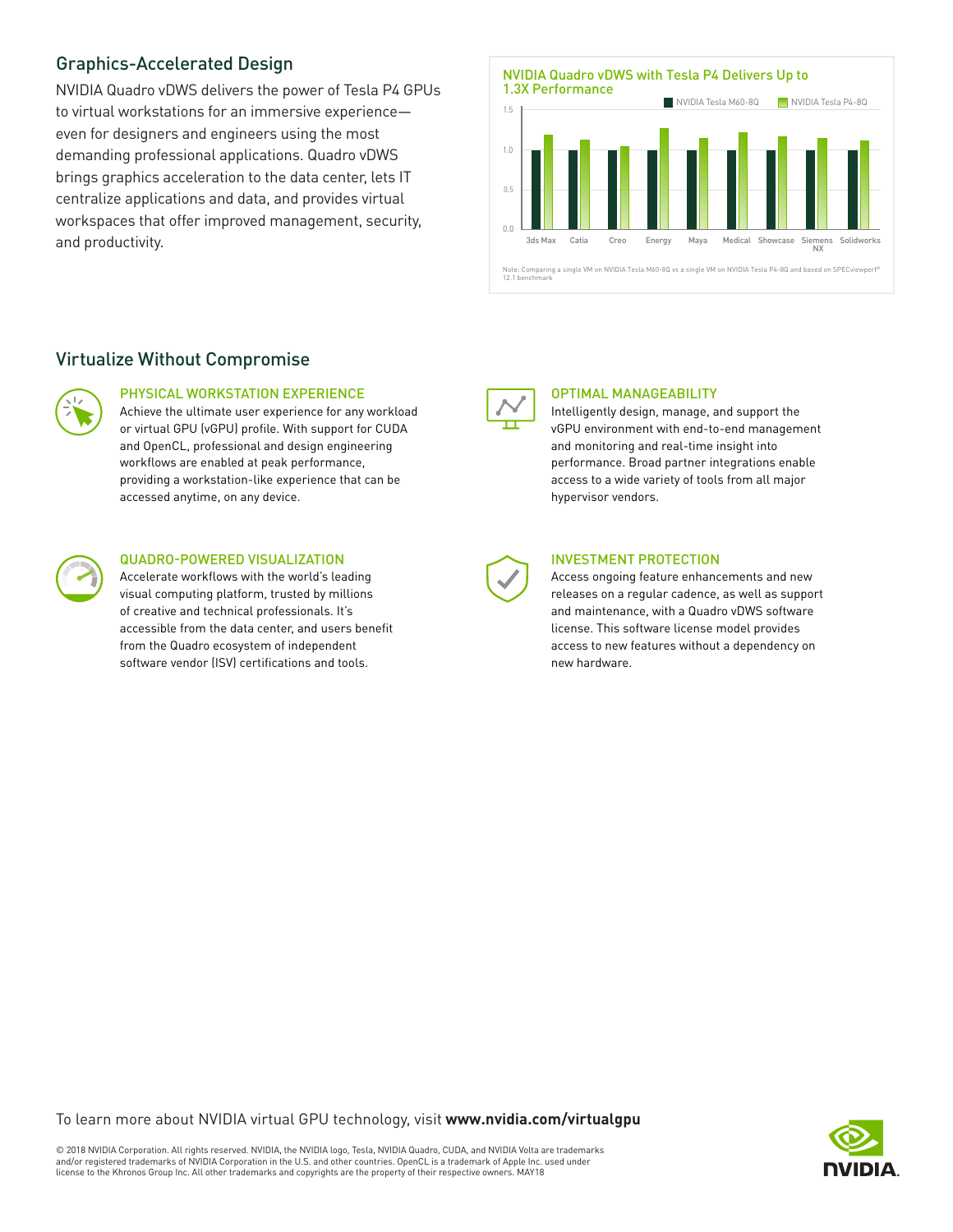## Graphics-Accelerated Design

NVIDIA Quadro vDWS delivers the power of Tesla P4 GPUs to virtual workstations for an immersive experience—even for designers and engineers using the most demanding professional applications. Quadro vDWS brings graphics acceleration to the data center, lets IT centralize applications and data, and provides virtual workspaces that offer improved management, security, and productivity.

NVIDIA Quadro vDWS with Tesla P4 Delivers Up to 1.3X Performance

NVIDIA Tesla M60-8Q
NVIDIA Tesla P4-8Q

1.5
1.0
0.5
0.0

3ds Max
Catia
Creo
Energy
Maya
Medical
Showcase
Siemens NX
Solidworks

Note: Comparing a single VM on NVIDIA Tesla M60-8Q vs a single VM on NVIDIA Tesla P4-8Q and based on SPECviewperf® 12.1 benchmark

## Virtualize Without Compromise

### PHYSICAL WORKSTATION EXPERIENCE

Achieve the ultimate user experience for any workload or virtual GPU (vGPU) profile. With support for CUDA and OpenCL, professional and design engineering workflows are enabled at peak performance, providing a workstation-like experience that can be accessed anytime, on any device.

### QUADRO-POWERED VISUALIZATION

Accelerate workflows with the world's leading visual computing platform, trusted by millions of creative and technical professionals. It's accessible from the data center, and users benefit from the Quadro ecosystem of independent software vendor (ISV) certifications and tools.

### OPTIMAL MANAGEABILITY

Intelligently design, manage, and support the vGPU environment with end-to-end management and monitoring and real-time insight into performance. Broad partner integrations enable access to a wide variety of tools from all major hypervisor vendors.

### INVESTMENT PROTECTION

Access ongoing feature enhancements and new releases on a regular cadence, as well as support and maintenance, with a Quadro vDWS software license. This software license model provides access to new features without a dependency on new hardware.

To learn more about NVIDIA virtual GPU technology, visit **www.nvidia.com/virtualgpu**

© 2018 NVIDIA Corporation. All rights reserved. NVIDIA, the NVIDIA logo, Tesla, NVIDIA Quadro, CUDA, and NVIDIA Volta are trademarks and/or registered trademarks of NVIDIA Corporation in the U.S. and other countries. OpenCL is a trademark of Apple Inc. used under license to the Khronos Group Inc. All other trademarks and copyrights are the property of their respective owners. MAY18